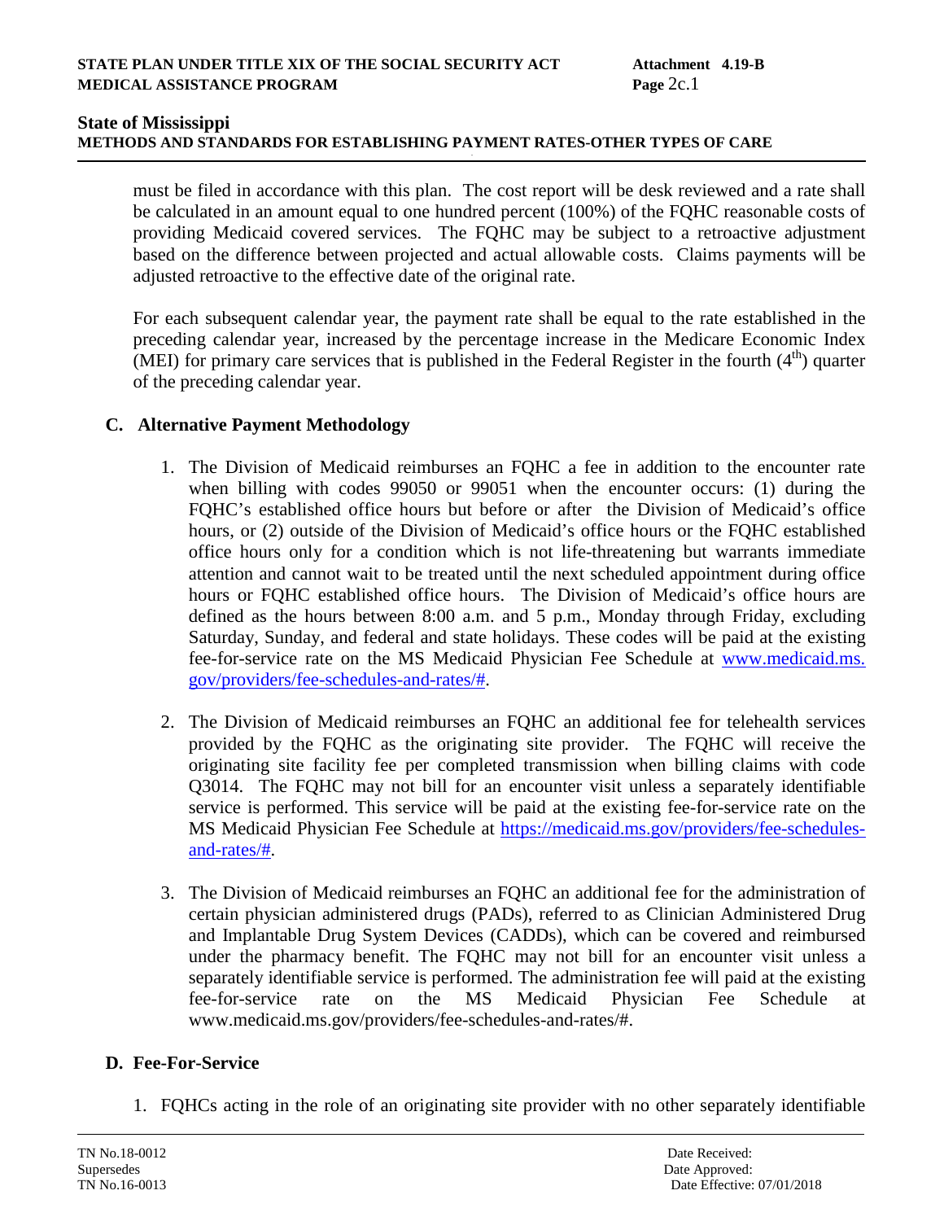must be filed in accordance with this plan. The cost report will be desk reviewed and a rate shall be calculated in an amount equal to one hundred percent (100%) of the FQHC reasonable costs of providing Medicaid covered services. The FQHC may be subject to a retroactive adjustment based on the difference between projected and actual allowable costs. Claims payments will be adjusted retroactive to the effective date of the original rate.

For each subsequent calendar year, the payment rate shall be equal to the rate established in the preceding calendar year, increased by the percentage increase in the Medicare Economic Index (MEI) for primary care services that is published in the Federal Register in the fourth (4th) quarter of the preceding calendar year.

### C. Alternative Payment Methodology

1. The Division of Medicaid reimburses an FQHC a fee in addition to the encounter rate when billing with codes 99050 or 99051 when the encounter occurs: (1) during the FQHC's established office hours but before or after the Division of Medicaid's office hours, or (2) outside of the Division of Medicaid's office hours or the FQHC established office hours only for a condition which is not life-threatening but warrants immediate attention and cannot wait to be treated until the next scheduled appointment during office hours or FQHC established office hours. The Division of Medicaid's office hours are defined as the hours between 8:00 a.m. and 5 p.m., Monday through Friday, excluding Saturday, Sunday, and federal and state holidays. These codes will be paid at the existing fee-for-service rate on the MS Medicaid Physician Fee Schedule at [www.medicaid.ms.gov/providers/fee-schedules-and-rates/#](www.medicaid.ms.gov/providers/fee-schedules-and-rates/#).

2. The Division of Medicaid reimburses an FQHC an additional fee for telehealth services provided by the FQHC as the originating site provider. The FQHC will receive the originating site facility fee per completed transmission when billing claims with code Q3014. The FQHC may not bill for an encounter visit unless a separately identifiable service is performed. This service will be paid at the existing fee-for-service rate on the MS Medicaid Physician Fee Schedule at [https://medicaid.ms.gov/providers/fee-schedules-and-rates/#](https://medicaid.ms.gov/providers/fee-schedules-and-rates/#).

3. The Division of Medicaid reimburses an FQHC an additional fee for the administration of certain physician administered drugs (PADs), referred to as Clinician Administered Drug and Implantable Drug System Devices (CADDs), which can be covered and reimbursed under the pharmacy benefit. The FQHC may not bill for an encounter visit unless a separately identifiable service is performed. The administration fee will paid at the existing fee-for-service rate on the MS Medicaid Physician Fee Schedule at www.medicaid.ms.gov/providers/fee-schedules-and-rates/#.

### D. Fee-For-Service

1. FQHCs acting in the role of an originating site provider with no other separately identifiable

TN No.18-0012
Supersedes
TN No.16-0013

Date Received:
Date Approved:
Date Effective: 07/01/2018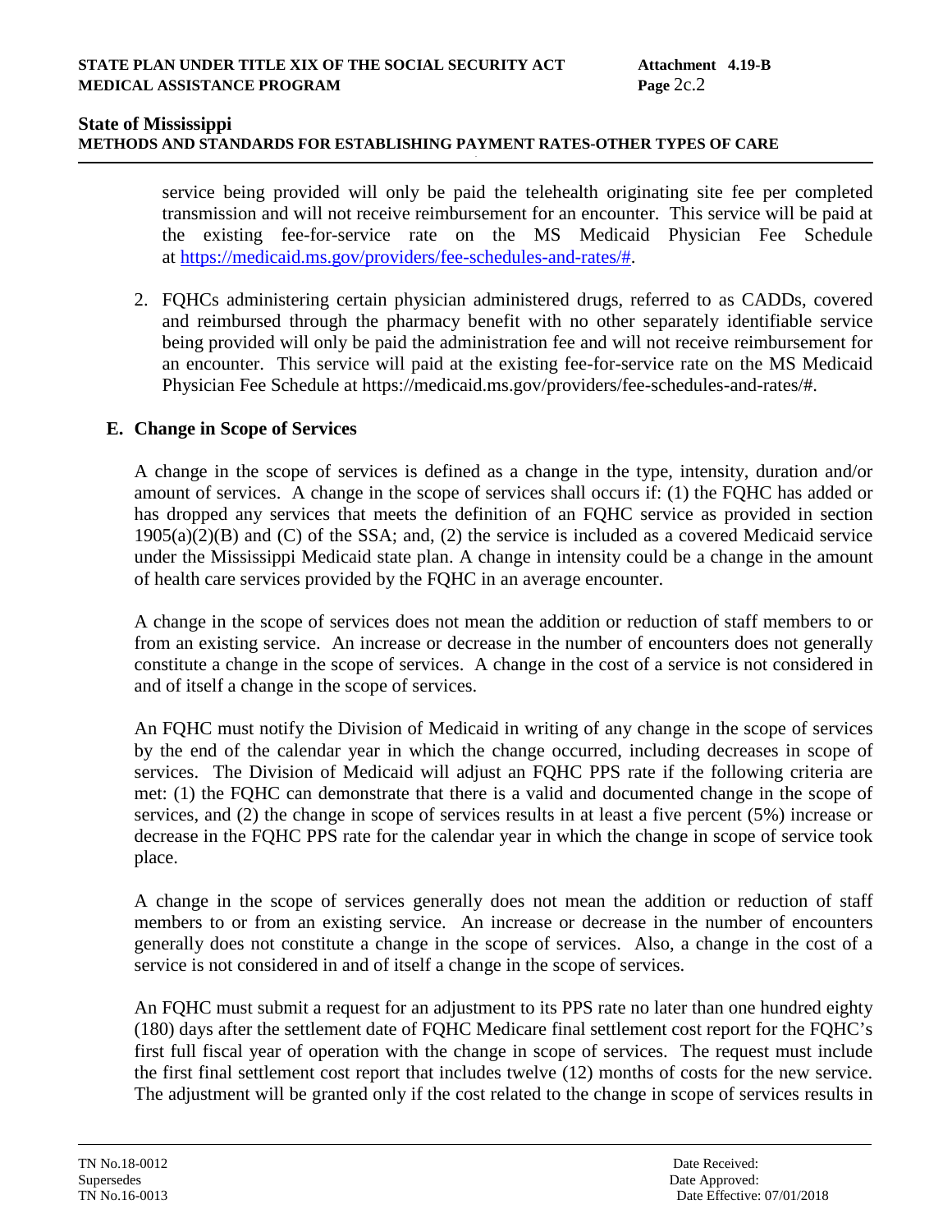service being provided will only be paid the telehealth originating site fee per completed transmission and will not receive reimbursement for an encounter. This service will be paid at the existing fee-for-service rate on the MS Medicaid Physician Fee Schedule at https://medicaid.ms.gov/providers/fee-schedules-and-rates/#.

2. FQHCs administering certain physician administered drugs, referred to as CADDs, covered and reimbursed through the pharmacy benefit with no other separately identifiable service being provided will only be paid the administration fee and will not receive reimbursement for an encounter. This service will paid at the existing fee-for-service rate on the MS Medicaid Physician Fee Schedule at https://medicaid.ms.gov/providers/fee-schedules-and-rates/#.

**E. Change in Scope of Services**

A change in the scope of services is defined as a change in the type, intensity, duration and/or amount of services. A change in the scope of services shall occurs if: (1) the FQHC has added or has dropped any services that meets the definition of an FQHC service as provided in section 1905(a)(2)(B) and (C) of the SSA; and, (2) the service is included as a covered Medicaid service under the Mississippi Medicaid state plan. A change in intensity could be a change in the amount of health care services provided by the FQHC in an average encounter.

A change in the scope of services does not mean the addition or reduction of staff members to or from an existing service. An increase or decrease in the number of encounters does not generally constitute a change in the scope of services. A change in the cost of a service is not considered in and of itself a change in the scope of services.

An FQHC must notify the Division of Medicaid in writing of any change in the scope of services by the end of the calendar year in which the change occurred, including decreases in scope of services. The Division of Medicaid will adjust an FQHC PPS rate if the following criteria are met: (1) the FQHC can demonstrate that there is a valid and documented change in the scope of services, and (2) the change in scope of services results in at least a five percent (5%) increase or decrease in the FQHC PPS rate for the calendar year in which the change in scope of service took place.

A change in the scope of services generally does not mean the addition or reduction of staff members to or from an existing service. An increase or decrease in the number of encounters generally does not constitute a change in the scope of services. Also, a change in the cost of a service is not considered in and of itself a change in the scope of services.

An FQHC must submit a request for an adjustment to its PPS rate no later than one hundred eighty (180) days after the settlement date of FQHC Medicare final settlement cost report for the FQHC's first full fiscal year of operation with the change in scope of services. The request must include the first final settlement cost report that includes twelve (12) months of costs for the new service. The adjustment will be granted only if the cost related to the change in scope of services results in

TN No.18-0012
Supersedes
TN No.16-0013

Date Received:
Date Approved:
Date Effective: 07/01/2018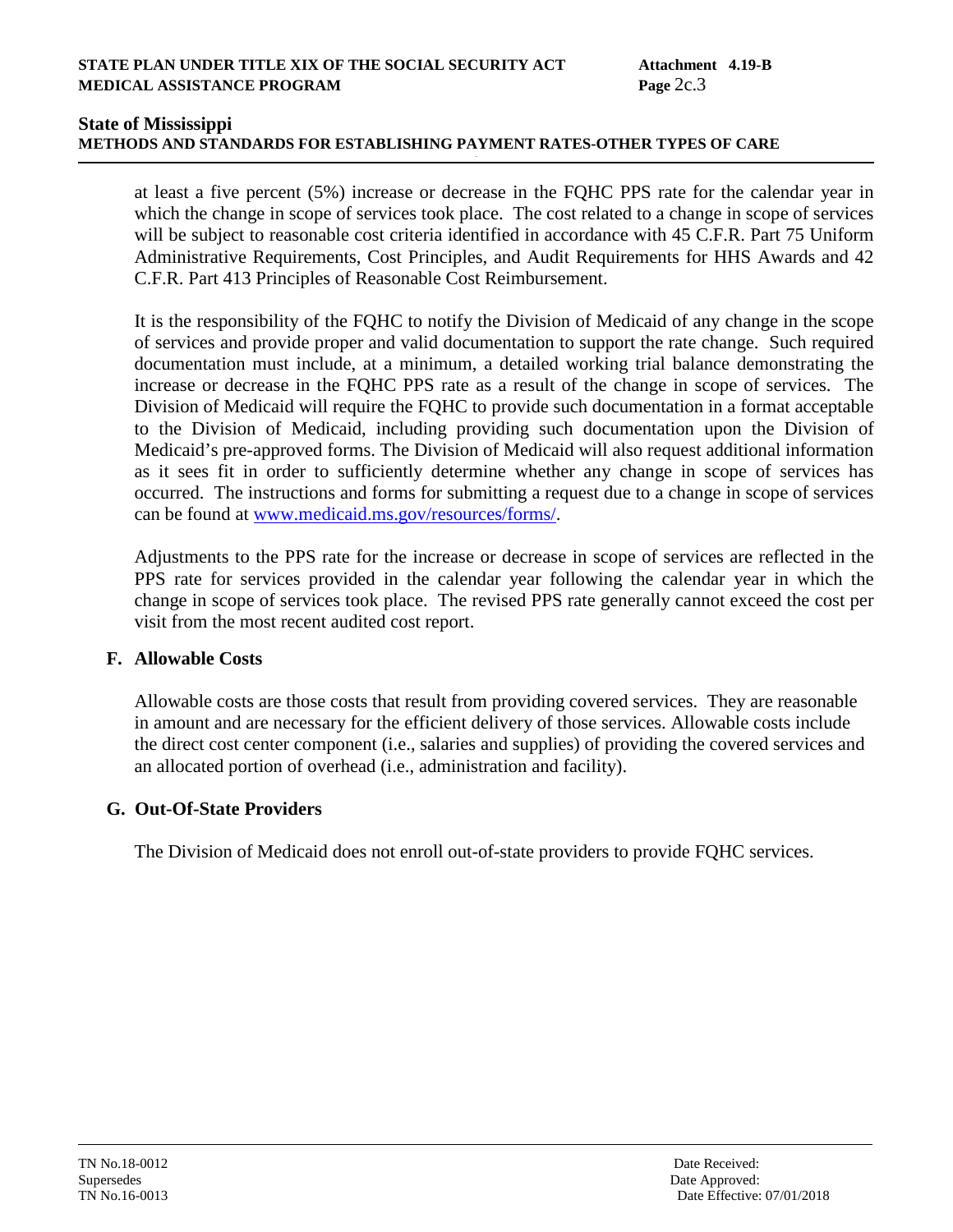at least a five percent (5%) increase or decrease in the FQHC PPS rate for the calendar year in which the change in scope of services took place. The cost related to a change in scope of services will be subject to reasonable cost criteria identified in accordance with 45 C.F.R. Part 75 Uniform Administrative Requirements, Cost Principles, and Audit Requirements for HHS Awards and 42 C.F.R. Part 413 Principles of Reasonable Cost Reimbursement.

It is the responsibility of the FQHC to notify the Division of Medicaid of any change in the scope of services and provide proper and valid documentation to support the rate change. Such required documentation must include, at a minimum, a detailed working trial balance demonstrating the increase or decrease in the FQHC PPS rate as a result of the change in scope of services. The Division of Medicaid will require the FQHC to provide such documentation in a format acceptable to the Division of Medicaid, including providing such documentation upon the Division of Medicaid's pre-approved forms. The Division of Medicaid will also request additional information as it sees fit in order to sufficiently determine whether any change in scope of services has occurred. The instructions and forms for submitting a request due to a change in scope of services can be found at www.medicaid.ms.gov/resources/forms/.

Adjustments to the PPS rate for the increase or decrease in scope of services are reflected in the PPS rate for services provided in the calendar year following the calendar year in which the change in scope of services took place. The revised PPS rate generally cannot exceed the cost per visit from the most recent audited cost report.

## F. Allowable Costs

Allowable costs are those costs that result from providing covered services. They are reasonable in amount and are necessary for the efficient delivery of those services. Allowable costs include the direct cost center component (i.e., salaries and supplies) of providing the covered services and an allocated portion of overhead (i.e., administration and facility).

## G. Out-Of-State Providers

The Division of Medicaid does not enroll out-of-state providers to provide FQHC services.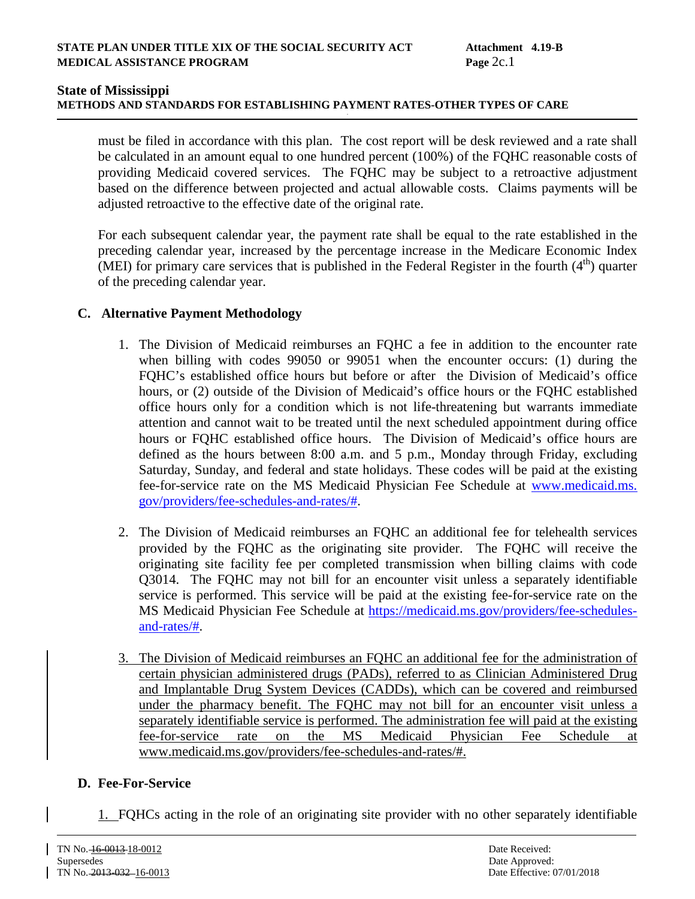must be filed in accordance with this plan. The cost report will be desk reviewed and a rate shall be calculated in an amount equal to one hundred percent (100%) of the FQHC reasonable costs of providing Medicaid covered services. The FQHC may be subject to a retroactive adjustment based on the difference between projected and actual allowable costs. Claims payments will be adjusted retroactive to the effective date of the original rate.

For each subsequent calendar year, the payment rate shall be equal to the rate established in the preceding calendar year, increased by the percentage increase in the Medicare Economic Index (MEI) for primary care services that is published in the Federal Register in the fourth (4th) quarter of the preceding calendar year.

## C. Alternative Payment Methodology

1. The Division of Medicaid reimburses an FQHC a fee in addition to the encounter rate when billing with codes 99050 or 99051 when the encounter occurs: (1) during the FQHC's established office hours but before or after the Division of Medicaid's office hours, or (2) outside of the Division of Medicaid's office hours or the FQHC established office hours only for a condition which is not life-threatening but warrants immediate attention and cannot wait to be treated until the next scheduled appointment during office hours or FQHC established office hours. The Division of Medicaid's office hours are defined as the hours between 8:00 a.m. and 5 p.m., Monday through Friday, excluding Saturday, Sunday, and federal and state holidays. These codes will be paid at the existing fee-for-service rate on the MS Medicaid Physician Fee Schedule at www.medicaid.ms.gov/providers/fee-schedules-and-rates/#.

2. The Division of Medicaid reimburses an FQHC an additional fee for telehealth services provided by the FQHC as the originating site provider. The FQHC will receive the originating site facility fee per completed transmission when billing claims with code Q3014. The FQHC may not bill for an encounter visit unless a separately identifiable service is performed. This service will be paid at the existing fee-for-service rate on the MS Medicaid Physician Fee Schedule at https://medicaid.ms.gov/providers/fee-schedules-and-rates/#.

3. The Division of Medicaid reimburses an FQHC an additional fee for the administration of certain physician administered drugs (PADs), referred to as Clinician Administered Drug and Implantable Drug System Devices (CADDs), which can be covered and reimbursed under the pharmacy benefit. The FQHC may not bill for an encounter visit unless a separately identifiable service is performed. The administration fee will paid at the existing fee-for-service rate on the MS Medicaid Physician Fee Schedule at www.medicaid.ms.gov/providers/fee-schedules-and-rates/#.

## D. Fee-For-Service

1. FQHCs acting in the role of an originating site provider with no other separately identifiable

TN No. ~~16-0013~~ 18-0012
Supersedes
TN No. ~~2013-032~~ 16-0013

Date Received:
Date Approved:
Date Effective: 07/01/2018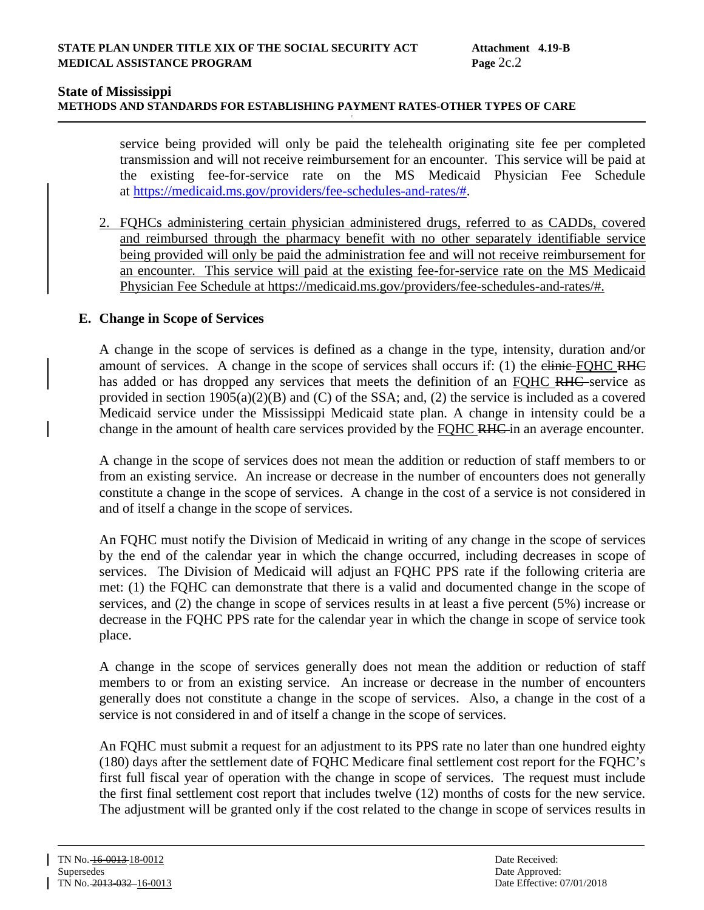service being provided will only be paid the telehealth originating site fee per completed transmission and will not receive reimbursement for an encounter. This service will be paid at the existing fee-for-service rate on the MS Medicaid Physician Fee Schedule at https://medicaid.ms.gov/providers/fee-schedules-and-rates/#.

2. FQHCs administering certain physician administered drugs, referred to as CADDs, covered and reimbursed through the pharmacy benefit with no other separately identifiable service being provided will only be paid the administration fee and will not receive reimbursement for an encounter. This service will paid at the existing fee-for-service rate on the MS Medicaid Physician Fee Schedule at https://medicaid.ms.gov/providers/fee-schedules-and-rates/#.

## E. Change in Scope of Services

A change in the scope of services is defined as a change in the type, intensity, duration and/or amount of services. A change in the scope of services shall occurs if: (1) the ~~clinic~~ FQHC ~~RHC~~ has added or has dropped any services that meets the definition of an FQHC ~~RHC~~ service as provided in section 1905(a)(2)(B) and (C) of the SSA; and, (2) the service is included as a covered Medicaid service under the Mississippi Medicaid state plan. A change in intensity could be a change in the amount of health care services provided by the FQHC ~~RHC~~ in an average encounter.

A change in the scope of services does not mean the addition or reduction of staff members to or from an existing service. An increase or decrease in the number of encounters does not generally constitute a change in the scope of services. A change in the cost of a service is not considered in and of itself a change in the scope of services.

An FQHC must notify the Division of Medicaid in writing of any change in the scope of services by the end of the calendar year in which the change occurred, including decreases in scope of services. The Division of Medicaid will adjust an FQHC PPS rate if the following criteria are met: (1) the FQHC can demonstrate that there is a valid and documented change in the scope of services, and (2) the change in scope of services results in at least a five percent (5%) increase or decrease in the FQHC PPS rate for the calendar year in which the change in scope of service took place.

A change in the scope of services generally does not mean the addition or reduction of staff members to or from an existing service. An increase or decrease in the number of encounters generally does not constitute a change in the scope of services. Also, a change in the cost of a service is not considered in and of itself a change in the scope of services.

An FQHC must submit a request for an adjustment to its PPS rate no later than one hundred eighty (180) days after the settlement date of FQHC Medicare final settlement cost report for the FQHC's first full fiscal year of operation with the change in scope of services. The request must include the first final settlement cost report that includes twelve (12) months of costs for the new service. The adjustment will be granted only if the cost related to the change in scope of services results in

TN No. ~~16-0013~~ 18-0012
Supersedes
TN No. ~~2013-032~~ 16-0013

Date Received:
Date Approved:
Date Effective: 07/01/2018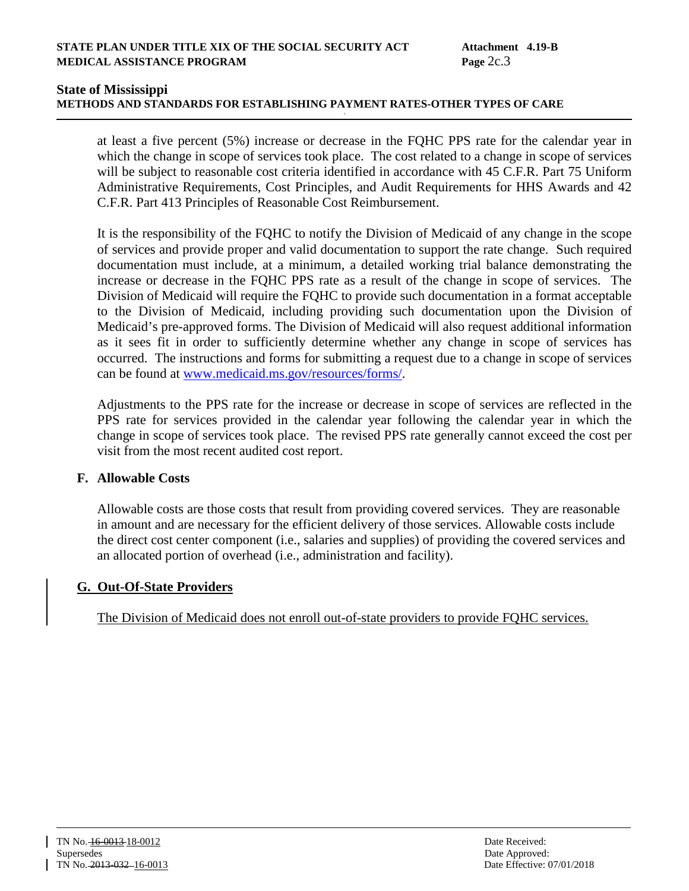at least a five percent (5%) increase or decrease in the FQHC PPS rate for the calendar year in which the change in scope of services took place. The cost related to a change in scope of services will be subject to reasonable cost criteria identified in accordance with 45 C.F.R. Part 75 Uniform Administrative Requirements, Cost Principles, and Audit Requirements for HHS Awards and 42 C.F.R. Part 413 Principles of Reasonable Cost Reimbursement.

It is the responsibility of the FQHC to notify the Division of Medicaid of any change in the scope of services and provide proper and valid documentation to support the rate change. Such required documentation must include, at a minimum, a detailed working trial balance demonstrating the increase or decrease in the FQHC PPS rate as a result of the change in scope of services. The Division of Medicaid will require the FQHC to provide such documentation in a format acceptable to the Division of Medicaid, including providing such documentation upon the Division of Medicaid's pre-approved forms. The Division of Medicaid will also request additional information as it sees fit in order to sufficiently determine whether any change in scope of services has occurred. The instructions and forms for submitting a request due to a change in scope of services can be found at www.medicaid.ms.gov/resources/forms/.

Adjustments to the PPS rate for the increase or decrease in scope of services are reflected in the PPS rate for services provided in the calendar year following the calendar year in which the change in scope of services took place. The revised PPS rate generally cannot exceed the cost per visit from the most recent audited cost report.

**F. Allowable Costs**

Allowable costs are those costs that result from providing covered services. They are reasonable in amount and are necessary for the efficient delivery of those services. Allowable costs include the direct cost center component (i.e., salaries and supplies) of providing the covered services and an allocated portion of overhead (i.e., administration and facility).

**G. Out-Of-State Providers**

The Division of Medicaid does not enroll out-of-state providers to provide FQHC services.

TN No. ~~16-0013~~ 18-0012
Supersedes
TN No. ~~2013-032~~ 16-0013

Date Received:
Date Approved:
Date Effective: 07/01/2018